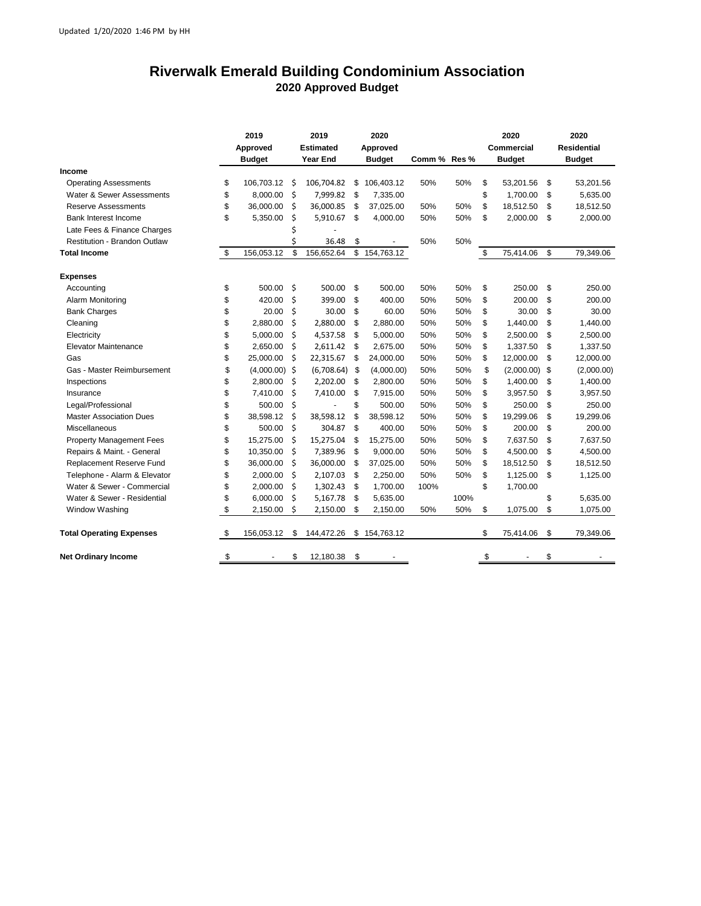Updated 1/20/2020 1:46 PM by HH

# Riverwalk Emerald Building Condominium Association

## 2020 Approved Budget

| | 2019 Approved Budget | 2019 Estimated Year End | 2020 Approved Budget | Comm % | Res % | 2020 Commercial Budget | 2020 Residential Budget |
|---|---|---|---|---|---|---|---|
| **Income** | | | | | | | |
| Operating Assessments | $ 106,703.12 | $ 106,704.82 | $ 106,403.12 | 50% | 50% | $ 53,201.56 | $ 53,201.56 |
| Water & Sewer Assessments | $ 8,000.00 | $ 7,999.82 | $ 7,335.00 | | | $ 1,700.00 | $ 5,635.00 |
| Reserve Assessments | $ 36,000.00 | $ 36,000.85 | $ 37,025.00 | 50% | 50% | $ 18,512.50 | $ 18,512.50 |
| Bank Interest Income | $ 5,350.00 | $ 5,910.67 | $ 4,000.00 | 50% | 50% | $ 2,000.00 | $ 2,000.00 |
| Late Fees & Finance Charges | | $ - | | | | | |
| Restitution - Brandon Outlaw | | $ 36.48 | $ - | 50% | 50% | | |
| **Total Income** | $ 156,053.12 | $ 156,652.64 | $ 154,763.12 | | | $ 75,414.06 | $ 79,349.06 |
| **Expenses** | | | | | | | |
| Accounting | $ 500.00 | $ 500.00 | $ 500.00 | 50% | 50% | $ 250.00 | $ 250.00 |
| Alarm Monitoring | $ 420.00 | $ 399.00 | $ 400.00 | 50% | 50% | $ 200.00 | $ 200.00 |
| Bank Charges | $ 20.00 | $ 30.00 | $ 60.00 | 50% | 50% | $ 30.00 | $ 30.00 |
| Cleaning | $ 2,880.00 | $ 2,880.00 | $ 2,880.00 | 50% | 50% | $ 1,440.00 | $ 1,440.00 |
| Electricity | $ 5,000.00 | $ 4,537.58 | $ 5,000.00 | 50% | 50% | $ 2,500.00 | $ 2,500.00 |
| Elevator Maintenance | $ 2,650.00 | $ 2,611.42 | $ 2,675.00 | 50% | 50% | $ 1,337.50 | $ 1,337.50 |
| Gas | $ 25,000.00 | $ 22,315.67 | $ 24,000.00 | 50% | 50% | $ 12,000.00 | $ 12,000.00 |
| Gas - Master Reimbursement | $ (4,000.00) | $ (6,708.64) | $ (4,000.00) | 50% | 50% | $ (2,000.00) | $ (2,000.00) |
| Inspections | $ 2,800.00 | $ 2,202.00 | $ 2,800.00 | 50% | 50% | $ 1,400.00 | $ 1,400.00 |
| Insurance | $ 7,410.00 | $ 7,410.00 | $ 7,915.00 | 50% | 50% | $ 3,957.50 | $ 3,957.50 |
| Legal/Professional | $ 500.00 | $ - | $ 500.00 | 50% | 50% | $ 250.00 | $ 250.00 |
| Master Association Dues | $ 38,598.12 | $ 38,598.12 | $ 38,598.12 | 50% | 50% | $ 19,299.06 | $ 19,299.06 |
| Miscellaneous | $ 500.00 | $ 304.87 | $ 400.00 | 50% | 50% | $ 200.00 | $ 200.00 |
| Property Management Fees | $ 15,275.00 | $ 15,275.04 | $ 15,275.00 | 50% | 50% | $ 7,637.50 | $ 7,637.50 |
| Repairs & Maint. - General | $ 10,350.00 | $ 7,389.96 | $ 9,000.00 | 50% | 50% | $ 4,500.00 | $ 4,500.00 |
| Replacement Reserve Fund | $ 36,000.00 | $ 36,000.00 | $ 37,025.00 | 50% | 50% | $ 18,512.50 | $ 18,512.50 |
| Telephone - Alarm & Elevator | $ 2,000.00 | $ 2,107.03 | $ 2,250.00 | 50% | 50% | $ 1,125.00 | $ 1,125.00 |
| Water & Sewer - Commercial | $ 2,000.00 | $ 1,302.43 | $ 1,700.00 | 100% | | $ 1,700.00 | |
| Water & Sewer - Residential | $ 6,000.00 | $ 5,167.78 | $ 5,635.00 | | 100% | | $ 5,635.00 |
| Window Washing | $ 2,150.00 | $ 2,150.00 | $ 2,150.00 | 50% | 50% | $ 1,075.00 | $ 1,075.00 |
| **Total Operating Expenses** | $ 156,053.12 | $ 144,472.26 | $ 154,763.12 | | | $ 75,414.06 | $ 79,349.06 |
| **Net Ordinary Income** | $ - | $ 12,180.38 | $ - | | | $ - | $ - |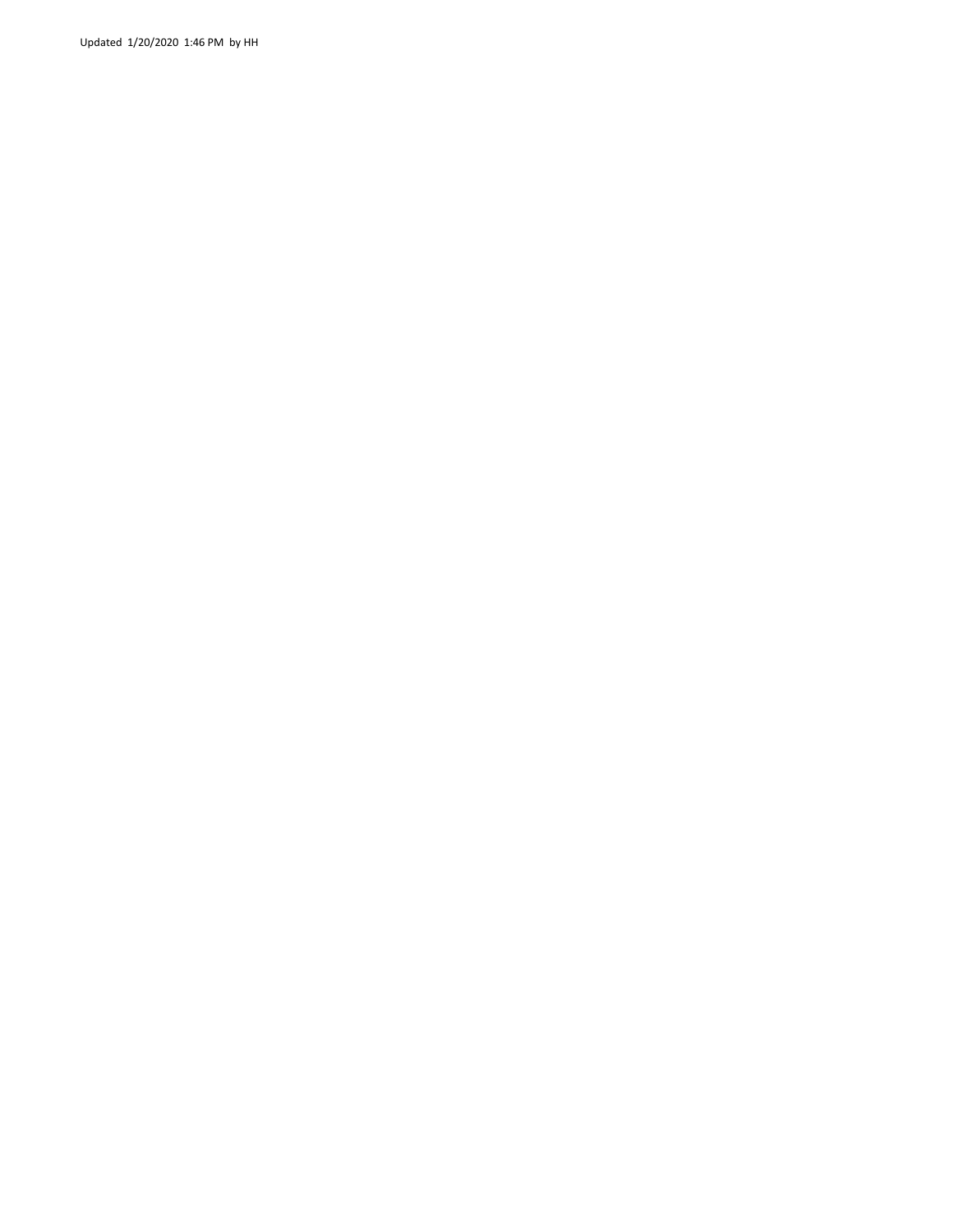Updated 1/20/2020 1:46 PM by HH